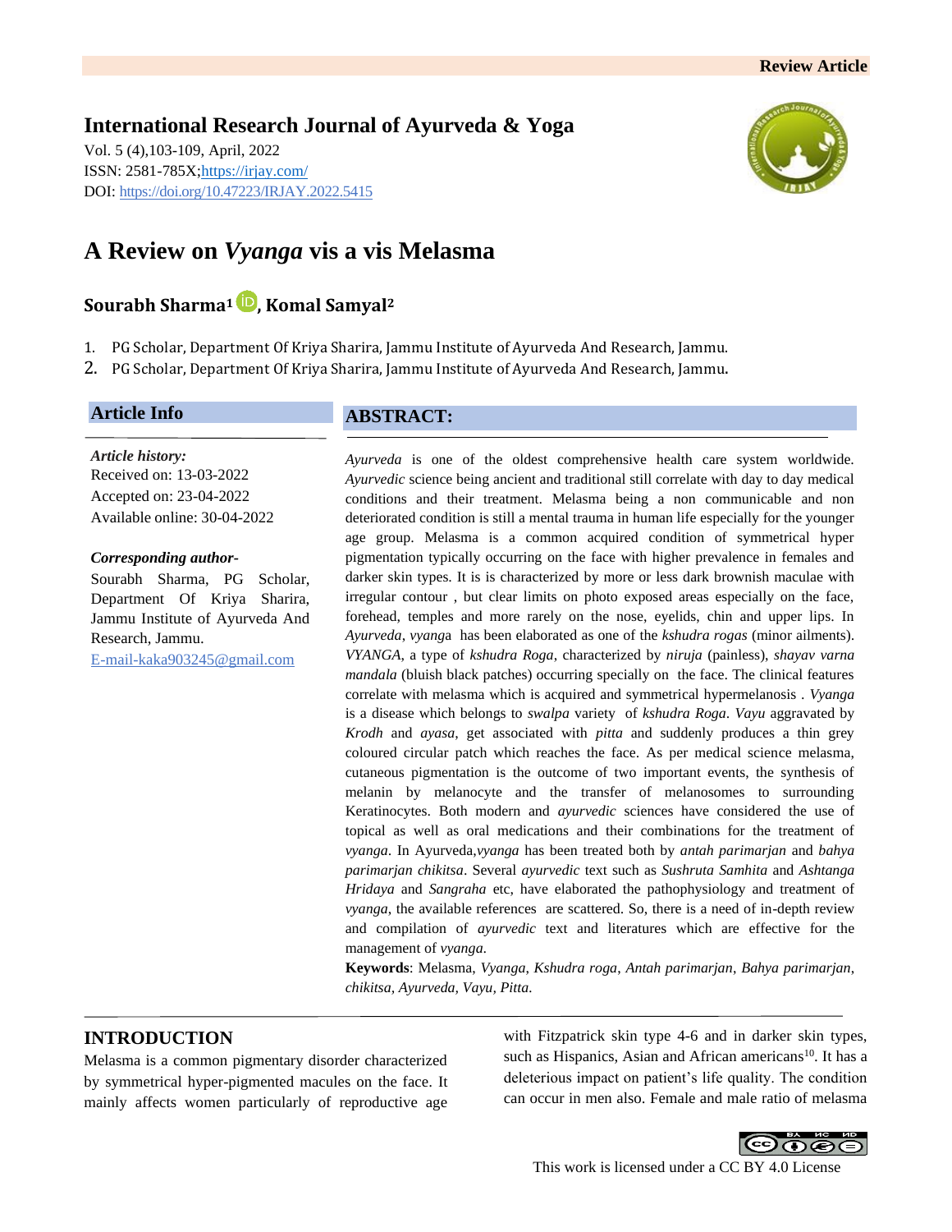Review Article

**International Research Journal of Ayurveda & Yoga**

Vol. 5 (4),103-109, April, 2022
ISSN: 2581-785X;https://irjay.com/
DOI: https://doi.org/10.47223/IRJAY.2022.5415

# A Review on *Vyanga* vis a vis Melasma

**Sourabh Sharma[1], Komal Samyal[2]**

1. PG Scholar, Department Of Kriya Sharira, Jammu Institute of Ayurveda And Research, Jammu.
2. PG Scholar, Department Of Kriya Sharira, Jammu Institute of Ayurveda And Research, Jammu.

## Article Info

*Article history:*
Received on: 13-03-2022
Accepted on: 23-04-2022
Available online: 30-04-2022

*Corresponding author-*
Sourabh Sharma, PG Scholar, Department Of Kriya Sharira, Jammu Institute of Ayurveda And Research, Jammu.
E-mail-kaka903245@gmail.com

## ABSTRACT:

*Ayurveda* is one of the oldest comprehensive health care system worldwide. *Ayurvedic* science being ancient and traditional still correlate with day to day medical conditions and their treatment. Melasma being a non communicable and non deteriorated condition is still a mental trauma in human life especially for the younger age group. Melasma is a common acquired condition of symmetrical hyper pigmentation typically occurring on the face with higher prevalence in females and darker skin types. It is is characterized by more or less dark brownish maculae with irregular contour , but clear limits on photo exposed areas especially on the face, forehead, temples and more rarely on the nose, eyelids, chin and upper lips. In *Ayurveda*, *vyanga* has been elaborated as one of the *kshudra rogas* (minor ailments). *VYANGA*, a type of *kshudra Roga*, characterized by *niruja* (painless), *shayav varna mandala* (bluish black patches) occurring specially on the face. The clinical features correlate with melasma which is acquired and symmetrical hypermelanosis . *Vyanga* is a disease which belongs to *swalpa* variety of *kshudra Roga*. *Vayu* aggravated by *Krodh* and *ayasa*, get associated with *pitta* and suddenly produces a thin grey coloured circular patch which reaches the face. As per medical science melasma, cutaneous pigmentation is the outcome of two important events, the synthesis of melanin by melanocyte and the transfer of melanosomes to surrounding Keratinocytes. Both modern and *ayurvedic* sciences have considered the use of topical as well as oral medications and their combinations for the treatment of *vyanga*. In Ayurveda,*vyanga* has been treated both by *antah parimarjan* and *bahya parimarjan chikitsa*. Several *ayurvedic* text such as *Sushruta Samhita* and *Ashtanga Hridaya* and *Sangraha* etc, have elaborated the pathophysiology and treatment of *vyanga*, the available references are scattered. So, there is a need of in-depth review and compilation of *ayurvedic* text and literatures which are effective for the management of *vyanga*.

**Keywords**: Melasma, *Vyanga*, *Kshudra roga*, *Antah parimarjan*, *Bahya parimarjan*, *chikitsa, Ayurveda, Vayu, Pitta.*

## INTRODUCTION

Melasma is a common pigmentary disorder characterized by symmetrical hyper-pigmented macules on the face. It mainly affects women particularly of reproductive age with Fitzpatrick skin type 4-6 and in darker skin types, such as Hispanics, Asian and African americans[10]. It has a deleterious impact on patient's life quality. The condition can occur in men also. Female and male ratio of melasma

This work is licensed under a CC BY 4.0 License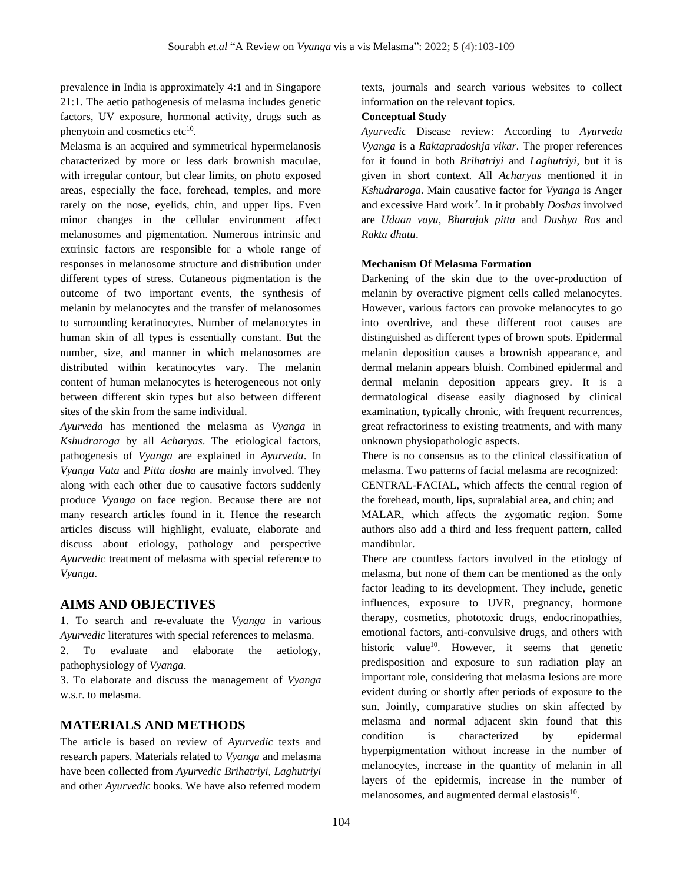prevalence in India is approximately 4:1 and in Singapore 21:1. The aetio pathogenesis of melasma includes genetic factors, UV exposure, hormonal activity, drugs such as phenytoin and cosmetics etc[10].

Melasma is an acquired and symmetrical hypermelanosis characterized by more or less dark brownish maculae, with irregular contour, but clear limits, on photo exposed areas, especially the face, forehead, temples, and more rarely on the nose, eyelids, chin, and upper lips. Even minor changes in the cellular environment affect melanosomes and pigmentation. Numerous intrinsic and extrinsic factors are responsible for a whole range of responses in melanosome structure and distribution under different types of stress. Cutaneous pigmentation is the outcome of two important events, the synthesis of melanin by melanocytes and the transfer of melanosomes to surrounding keratinocytes. Number of melanocytes in human skin of all types is essentially constant. But the number, size, and manner in which melanosomes are distributed within keratinocytes vary. The melanin content of human melanocytes is heterogeneous not only between different skin types but also between different sites of the skin from the same individual.

*Ayurveda* has mentioned the melasma as *Vyanga* in *Kshudraroga* by all *Acharyas*. The etiological factors, pathogenesis of *Vyanga* are explained in *Ayurveda*. In *Vyanga Vata* and *Pitta dosha* are mainly involved. They along with each other due to causative factors suddenly produce *Vyanga* on face region. Because there are not many research articles found in it. Hence the research articles discuss will highlight, evaluate, elaborate and discuss about etiology, pathology and perspective *Ayurvedic* treatment of melasma with special reference to *Vyanga*.

## AIMS AND OBJECTIVES

1. To search and re-evaluate the *Vyanga* in various *Ayurvedic* literatures with special references to melasma.
2. To evaluate and elaborate the aetiology, pathophysiology of *Vyanga*.
3. To elaborate and discuss the management of *Vyanga* w.s.r. to melasma.

## MATERIALS AND METHODS

The article is based on review of *Ayurvedic* texts and research papers. Materials related to *Vyanga* and melasma have been collected from *Ayurvedic Brihatriyi*, *Laghutriyi* and other *Ayurvedic* books. We have also referred modern texts, journals and search various websites to collect information on the relevant topics.

**Conceptual Study**

*Ayurvedic* Disease review: According to *Ayurveda Vyanga* is a *Raktapradoshja vikar.* The proper references for it found in both *Brihatriyi* and *Laghutriyi*, but it is given in short context. All *Acharyas* mentioned it in *Kshudraroga*. Main causative factor for *Vyanga* is Anger and excessive Hard work[2]. In it probably *Doshas* involved are *Udaan vayu*, *Bharajak pitta* and *Dushya Ras* and *Rakta dhatu*.

**Mechanism Of Melasma Formation**

Darkening of the skin due to the over-production of melanin by overactive pigment cells called melanocytes. However, various factors can provoke melanocytes to go into overdrive, and these different root causes are distinguished as different types of brown spots. Epidermal melanin deposition causes a brownish appearance, and dermal melanin appears bluish. Combined epidermal and dermal melanin deposition appears grey. It is a dermatological disease easily diagnosed by clinical examination, typically chronic, with frequent recurrences, great refractoriness to existing treatments, and with many unknown physiopathologic aspects.

There is no consensus as to the clinical classification of melasma. Two patterns of facial melasma are recognized:

CENTRAL-FACIAL, which affects the central region of the forehead, mouth, lips, supralabial area, and chin; and

MALAR, which affects the zygomatic region. Some authors also add a third and less frequent pattern, called mandibular.

There are countless factors involved in the etiology of melasma, but none of them can be mentioned as the only factor leading to its development. They include, genetic influences, exposure to UVR, pregnancy, hormone therapy, cosmetics, phototoxic drugs, endocrinopathies, emotional factors, anti-convulsive drugs, and others with historic value[10]. However, it seems that genetic predisposition and exposure to sun radiation play an important role, considering that melasma lesions are more evident during or shortly after periods of exposure to the sun. Jointly, comparative studies on skin affected by melasma and normal adjacent skin found that this condition is characterized by epidermal hyperpigmentation without increase in the number of melanocytes, increase in the quantity of melanin in all layers of the epidermis, increase in the number of melanosomes, and augmented dermal elastosis[10].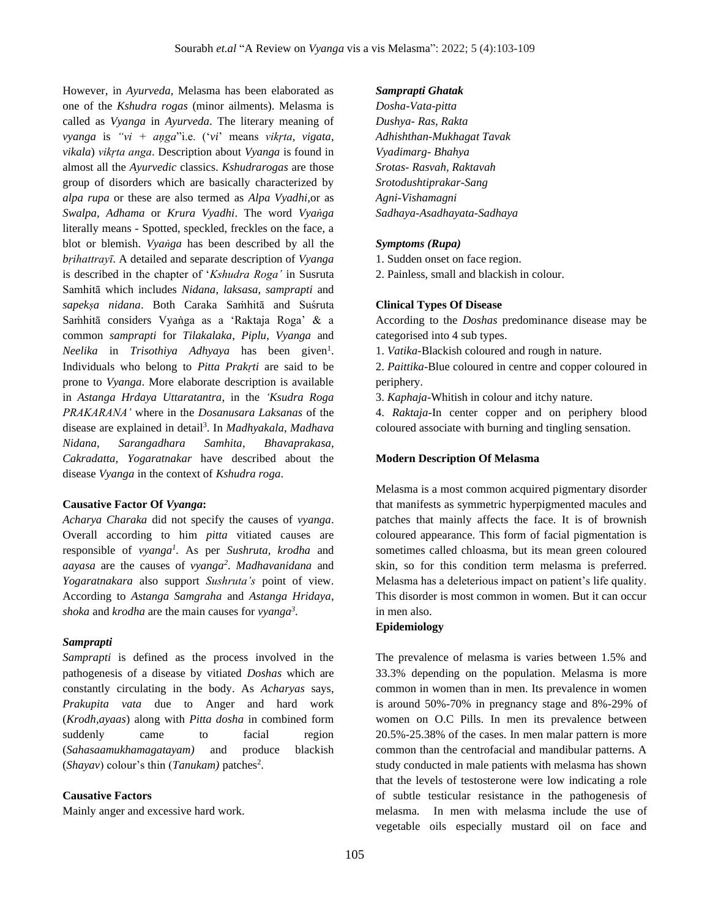However, in *Ayurveda*, Melasma has been elaborated as one of the *Kshudra rogas* (minor ailments). Melasma is called as *Vyanga* in *Ayurveda*. The literary meaning of *vyanga* is *"vi + aṇga*"i.e. ('*vi*' means *vikṛta*, *vigata*, *vikala*) *vikṛta anga*. Description about *Vyanga* is found in almost all the *Ayurvedic* classics. *Kshudrarogas* are those group of disorders which are basically characterized by *alpa rupa* or these are also termed as *Alpa Vyadhi*,or as *Swalpa*, *Adhama* or *Krura Vyadhi*. The word *Vyaṅga* literally means - Spotted, speckled, freckles on the face, a blot or blemish. *Vyaṅga* has been described by all the *bṛihattrayī*. A detailed and separate description of *Vyanga* is described in the chapter of '*Kshudra Roga'* in Susruta Samhitā which includes *Nidana*, *laksasa*, *samprapti* and *sapekṣa nidana*. Both Caraka Saṁhitā and Suśruta Saṁhitā considers Vyaṅga as a 'Raktaja Roga' & a common *samprapti* for *Tilakalaka*, *Piplu*, *Vyanga* and *Neelika* in *Trisothiya Adhyaya* has been given[1]. Individuals who belong to *Pitta Prakṛti* are said to be prone to *Vyanga*. More elaborate description is available in *Astanga Hrdaya Uttaratantra*, in the *'Ksudra Roga PRAKARANA'* where in the *Dosanusara Laksanas* of the disease are explained in detail[3]. In *Madhyakala*, *Madhava Nidana*, *Sarangadhara Samhita*, *Bhavaprakasa*, *Cakradatta, Yogaratnakar* have described about the disease *Vyanga* in the context of *Kshudra roga*.

**Causative Factor Of *Vyanga*:**

*Acharya Charaka* did not specify the causes of *vyanga*. Overall according to him *pitta* vitiated causes are responsible of *vyanga*[1]. As per *Sushruta, krodha* and *aayasa* are the causes of *vyanga*[2]. *Madhavanidana* and *Yogaratnakara* also support *Sushruta's* point of view. According to *Astanga Samgraha* and *Astanga Hridaya*, *shoka* and *krodha* are the main causes for *vyanga*[3].

***Samprapti***

*Samprapti* is defined as the process involved in the pathogenesis of a disease by vitiated *Doshas* which are constantly circulating in the body. As *Acharyas* says, *Prakupita vata* due to Anger and hard work (*Krodh,ayaas*) along with *Pitta dosha* in combined form suddenly came to facial region (*Sahasaamukhamagatayam)* and produce blackish (*Shayav*) colour's thin (*Tanukam)* patches[2].

**Causative Factors**

Mainly anger and excessive hard work.

***Samprapti Ghatak***

*Dosha-Vata-pitta*
*Dushya- Ras, Rakta*
*Adhishthan-Mukhagat Tavak*
*Vyadimarg- Bhahya*
*Srotas- Rasvah, Raktavah*
*Srotodushtiprakar-Sang*
*Agni-Vishamagni*
*Sadhaya-Asadhayata-Sadhaya*

***Symptoms (Rupa)***

1. Sudden onset on face region.
2. Painless, small and blackish in colour.

**Clinical Types Of Disease**

According to the *Doshas* predominance disease may be categorised into 4 sub types.

1. *Vatika*-Blackish coloured and rough in nature.
2. *Paittika*-Blue coloured in centre and copper coloured in periphery.
3. *Kaphaja*-Whitish in colour and itchy nature.
4. *Raktaja*-In center copper and on periphery blood coloured associate with burning and tingling sensation.

**Modern Description Of Melasma**

Melasma is a most common acquired pigmentary disorder that manifests as symmetric hyperpigmented macules and patches that mainly affects the face. It is of brownish coloured appearance. This form of facial pigmentation is sometimes called chloasma, but its mean green coloured skin, so for this condition term melasma is preferred. Melasma has a deleterious impact on patient's life quality. This disorder is most common in women. But it can occur in men also.

**Epidemiology**

The prevalence of melasma is varies between 1.5% and 33.3% depending on the population. Melasma is more common in women than in men. Its prevalence in women is around 50%-70% in pregnancy stage and 8%-29% of women on O.C Pills. In men its prevalence between 20.5%-25.38% of the cases. In men malar pattern is more common than the centrofacial and mandibular patterns. A study conducted in male patients with melasma has shown that the levels of testosterone were low indicating a role of subtle testicular resistance in the pathogenesis of melasma. In men with melasma include the use of vegetable oils especially mustard oil on face and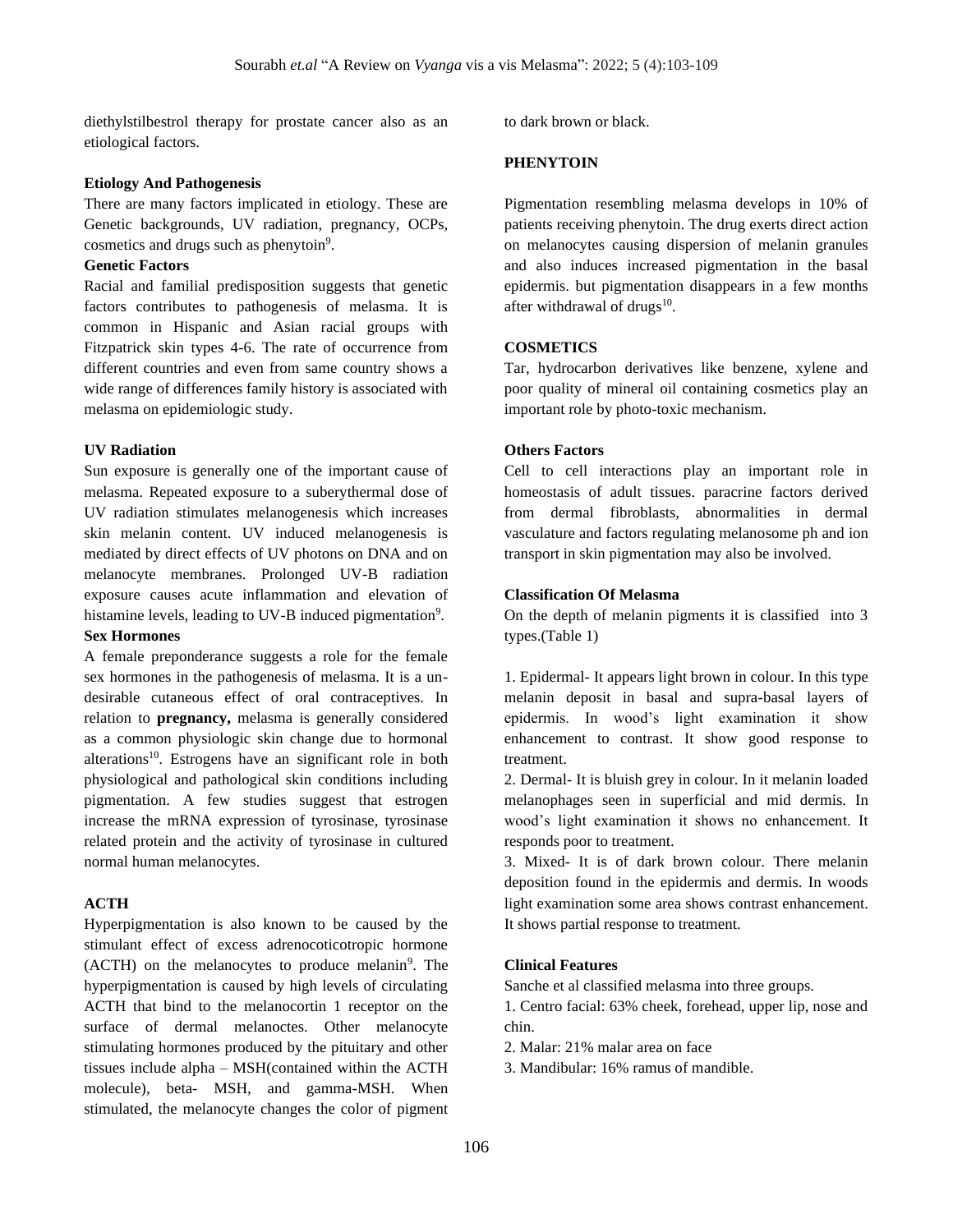diethylstilbestrol therapy for prostate cancer also as an etiological factors.

### Etiology And Pathogenesis

There are many factors implicated in etiology. These are Genetic backgrounds, UV radiation, pregnancy, OCPs, cosmetics and drugs such as phenytoin[9].

### Genetic Factors

Racial and familial predisposition suggests that genetic factors contributes to pathogenesis of melasma. It is common in Hispanic and Asian racial groups with Fitzpatrick skin types 4-6. The rate of occurrence from different countries and even from same country shows a wide range of differences family history is associated with melasma on epidemiologic study.

### UV Radiation

Sun exposure is generally one of the important cause of melasma. Repeated exposure to a suberythermal dose of UV radiation stimulates melanogenesis which increases skin melanin content. UV induced melanogenesis is mediated by direct effects of UV photons on DNA and on melanocyte membranes. Prolonged UV-B radiation exposure causes acute inflammation and elevation of histamine levels, leading to UV-B induced pigmentation[9].

### Sex Hormones

A female preponderance suggests a role for the female sex hormones in the pathogenesis of melasma. It is a un-desirable cutaneous effect of oral contraceptives. In relation to **pregnancy,** melasma is generally considered as a common physiologic skin change due to hormonal alterations[10]. Estrogens have an significant role in both physiological and pathological skin conditions including pigmentation. A few studies suggest that estrogen increase the mRNA expression of tyrosinase, tyrosinase related protein and the activity of tyrosinase in cultured normal human melanocytes.

### ACTH

Hyperpigmentation is also known to be caused by the stimulant effect of excess adrenocoticotropic hormone (ACTH) on the melanocytes to produce melanin[9]. The hyperpigmentation is caused by high levels of circulating ACTH that bind to the melanocortin 1 receptor on the surface of dermal melanoctes. Other melanocyte stimulating hormones produced by the pituitary and other tissues include alpha – MSH(contained within the ACTH molecule), beta- MSH, and gamma-MSH. When stimulated, the melanocyte changes the color of pigment to dark brown or black.

### PHENYTOIN

Pigmentation resembling melasma develops in 10% of patients receiving phenytoin. The drug exerts direct action on melanocytes causing dispersion of melanin granules and also induces increased pigmentation in the basal epidermis. but pigmentation disappears in a few months after withdrawal of drugs[10].

### COSMETICS

Tar, hydrocarbon derivatives like benzene, xylene and poor quality of mineral oil containing cosmetics play an important role by photo-toxic mechanism.

### Others Factors

Cell to cell interactions play an important role in homeostasis of adult tissues. paracrine factors derived from dermal fibroblasts, abnormalities in dermal vasculature and factors regulating melanosome ph and ion transport in skin pigmentation may also be involved.

### Classification Of Melasma

On the depth of melanin pigments it is classified into 3 types.(Table 1)

1. Epidermal- It appears light brown in colour. In this type melanin deposit in basal and supra-basal layers of epidermis. In wood's light examination it show enhancement to contrast. It show good response to treatment.
2. Dermal- It is bluish grey in colour. In it melanin loaded melanophages seen in superficial and mid dermis. In wood's light examination it shows no enhancement. It responds poor to treatment.
3. Mixed- It is of dark brown colour. There melanin deposition found in the epidermis and dermis. In woods light examination some area shows contrast enhancement. It shows partial response to treatment.

### Clinical Features

Sanche et al classified melasma into three groups.

1. Centro facial: 63% cheek, forehead, upper lip, nose and chin.
2. Malar: 21% malar area on face
3. Mandibular: 16% ramus of mandible.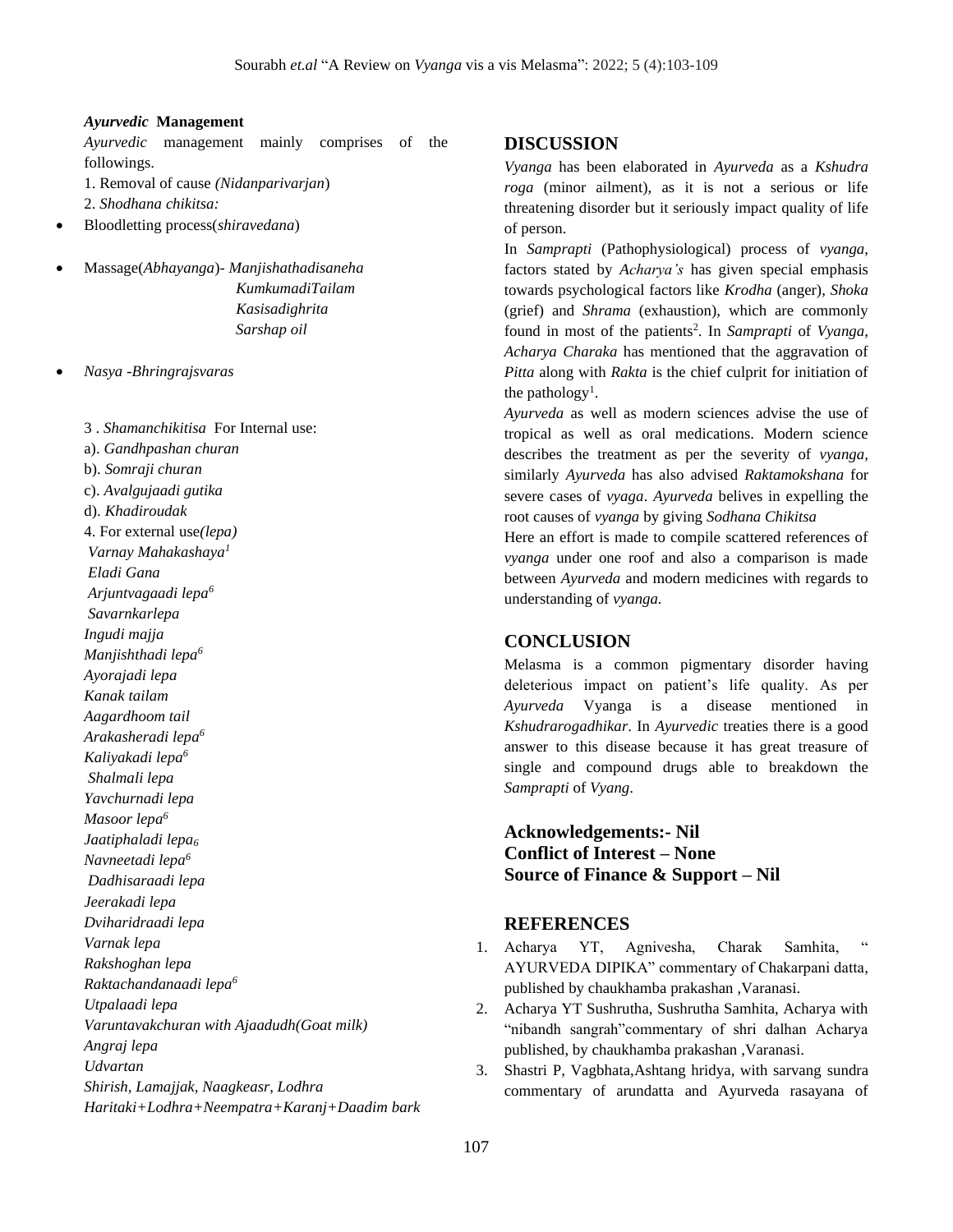### *Ayurvedic* Management

*Ayurvedic* management mainly comprises of the followings.

1. Removal of cause *(Nidanparivarjan)*
2. *Shodhana chikitsa:*

- Bloodletting process(*shiravedana*)
- Massage(*Abhayanga*)- *Manjishathadisaneha*
  *KumkumadiTailam*
  *Kasisadighrita*
  *Sarshap oil*
- *Nasya -Bhringrajsvaras*

3 . *Shamanchikitisa* For Internal use:

a). *Gandhpashan churan*

b). *Somraji churan*

c). *Avalgujaadi gutika*

d). *Khadiroudak*

4. For external use*(lepa)*

*Varnay Mahakashaya*[1]
*Eladi Gana*
*Arjuntvagaadi lepa*[6]
*Savarnkarlepa*
*Ingudi majja*
*Manjishthadi lepa*[6]
*Ayorajadi lepa*
*Kanak tailam*
*Aagardhoom tail*
*Arakasheradi lepa*[6]
*Kaliyakadi lepa*[6]
*Shalmali lepa*
*Yavchurnadi lepa*
*Masoor lepa*[6]
*Jaatiphaladi lepa*[6]
*Navneetadi lepa*[6]
*Dadhisaraadi lepa*
*Jeerakadi lepa*
*Dviharidraadi lepa*
*Varnak lepa*
*Rakshoghan lepa*
*Raktachandanaadi lepa*[6]
*Utpalaadi lepa*
*Varuntavakchuran with Ajaadudh(Goat milk)*
*Angraj lepa*
*Udvartan*
*Shirish, Lamajjak, Naagkeasr, Lodhra*
*Haritaki+Lodhra+Neempatra+Karanj+Daadim bark*

## DISCUSSION

*Vyanga* has been elaborated in *Ayurveda* as a *Kshudra roga* (minor ailment), as it is not a serious or life threatening disorder but it seriously impact quality of life of person.

In *Samprapti* (Pathophysiological) process of *vyanga*, factors stated by *Acharya's* has given special emphasis towards psychological factors like *Krodha* (anger), *Shoka* (grief) and *Shrama* (exhaustion), which are commonly found in most of the patients[2]. In *Samprapti* of *Vyanga*, *Acharya Charaka* has mentioned that the aggravation of *Pitta* along with *Rakta* is the chief culprit for initiation of the pathology[1].

*Ayurveda* as well as modern sciences advise the use of tropical as well as oral medications. Modern science describes the treatment as per the severity of *vyanga*, similarly *Ayurveda* has also advised *Raktamokshana* for severe cases of *vyaga*. *Ayurveda* belives in expelling the root causes of *vyanga* by giving *Sodhana Chikitsa*

Here an effort is made to compile scattered references of *vyanga* under one roof and also a comparison is made between *Ayurveda* and modern medicines with regards to understanding of *vyanga.*

## CONCLUSION

Melasma is a common pigmentary disorder having deleterious impact on patient's life quality. As per *Ayurveda* Vyanga is a disease mentioned in *Kshudrarogadhikar*. In *Ayurvedic* treaties there is a good answer to this disease because it has great treasure of single and compound drugs able to breakdown the *Samprapti* of *Vyang*.

**Acknowledgements:- Nil**
**Conflict of Interest – None**
**Source of Finance & Support – Nil**

## REFERENCES

1. Acharya YT, Agnivesha, Charak Samhita, " AYURVEDA DIPIKA" commentary of Chakarpani datta, published by chaukhamba prakashan ,Varanasi.
2. Acharya YT Sushrutha, Sushrutha Samhita, Acharya with "nibandh sangrah"commentary of shri dalhan Acharya published, by chaukhamba prakashan ,Varanasi.
3. Shastri P, Vagbhata,Ashtang hridya, with sarvang sundra commentary of arundatta and Ayurveda rasayana of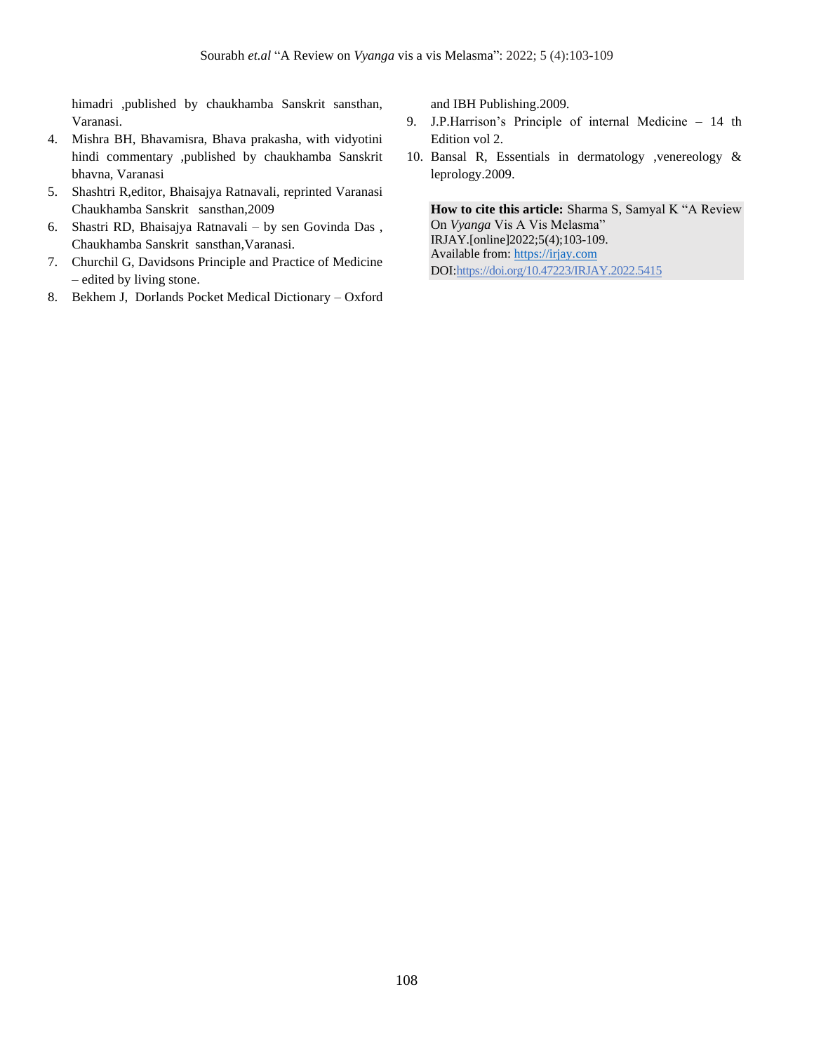himadri ,published by chaukhamba Sanskrit sansthan, Varanasi.

4. Mishra BH, Bhavamisra, Bhava prakasha, with vidyotini hindi commentary ,published by chaukhamba Sanskrit bhavna, Varanasi
5. Shashtri R,editor, Bhaisajya Ratnavali, reprinted Varanasi Chaukhamba Sanskrit sansthan,2009
6. Shastri RD, Bhaisajya Ratnavali – by sen Govinda Das , Chaukhamba Sanskrit sansthan,Varanasi.
7. Churchil G, Davidsons Principle and Practice of Medicine – edited by living stone.
8. Bekhem J, Dorlands Pocket Medical Dictionary – Oxford and IBH Publishing.2009.
9. J.P.Harrison's Principle of internal Medicine – 14 th Edition vol 2.
10. Bansal R, Essentials in dermatology ,venereology & leprology.2009.

**How to cite this article:** Sharma S, Samyal K "A Review On *Vyanga* Vis A Vis Melasma" IRJAY.[online]2022;5(4);103-109.
Available from: https://irjay.com
DOI:https://doi.org/10.47223/IRJAY.2022.5415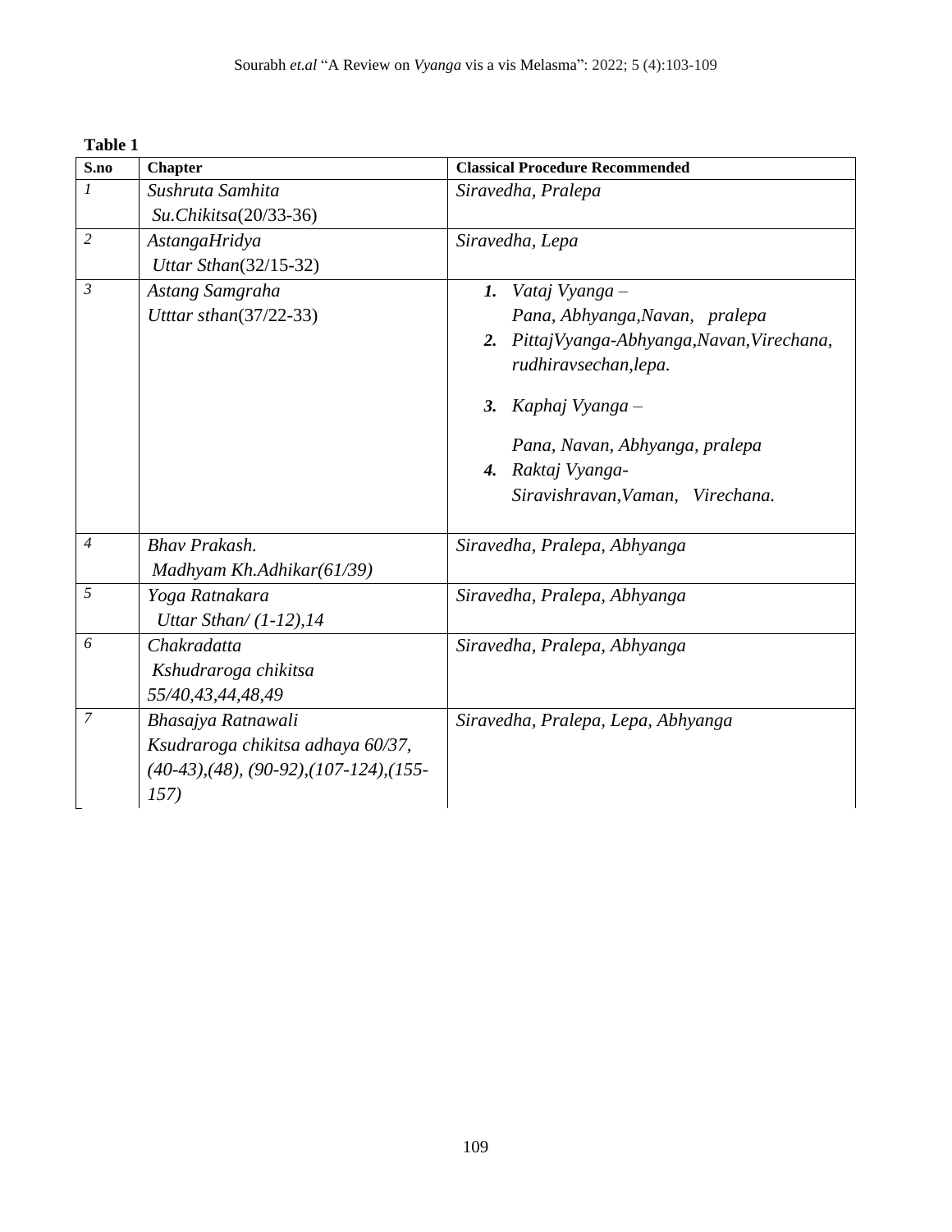**Table 1**

| S.no | Chapter | Classical Procedure Recommended |
|---|---|---|
| *1* | *Sushruta Samhita* *Su.Chikitsa*(20/33-36) | *Siravedha, Pralepa* |
| *2* | *AstangaHridya* *Uttar Sthan*(32/15-32) | *Siravedha, Lepa* |
| *3* | *Astang Samgraha* *Utttar sthan*(37/22-33) | ***1.*** *Vataj Vyanga – Pana, Abhyanga,Navan, pralepa* ***2.*** *PittajVyanga-Abhyanga,Navan,Virechana, rudhiravsechan,lepa.* ***3.*** *Kaphaj Vyanga – Pana, Navan, Abhyanga, pralepa* ***4.*** *Raktaj Vyanga- Siravishravan,Vaman, Virechana.* |
| *4* | *Bhav Prakash.* *Madhyam Kh.Adhikar(61/39)* | *Siravedha, Pralepa, Abhyanga* |
| *5* | *Yoga Ratnakara* *Uttar Sthan/ (1-12),14* | *Siravedha, Pralepa, Abhyanga* |
| *6* | *Chakradatta* *Kshudraroga chikitsa 55/40,43,44,48,49* | *Siravedha, Pralepa, Abhyanga* |
| *7* | *Bhasajya Ratnawali* *Ksudraroga chikitsa adhaya 60/37, (40-43),(48), (90-92),(107-124),(155-157)* | *Siravedha, Pralepa, Lepa, Abhyanga* |